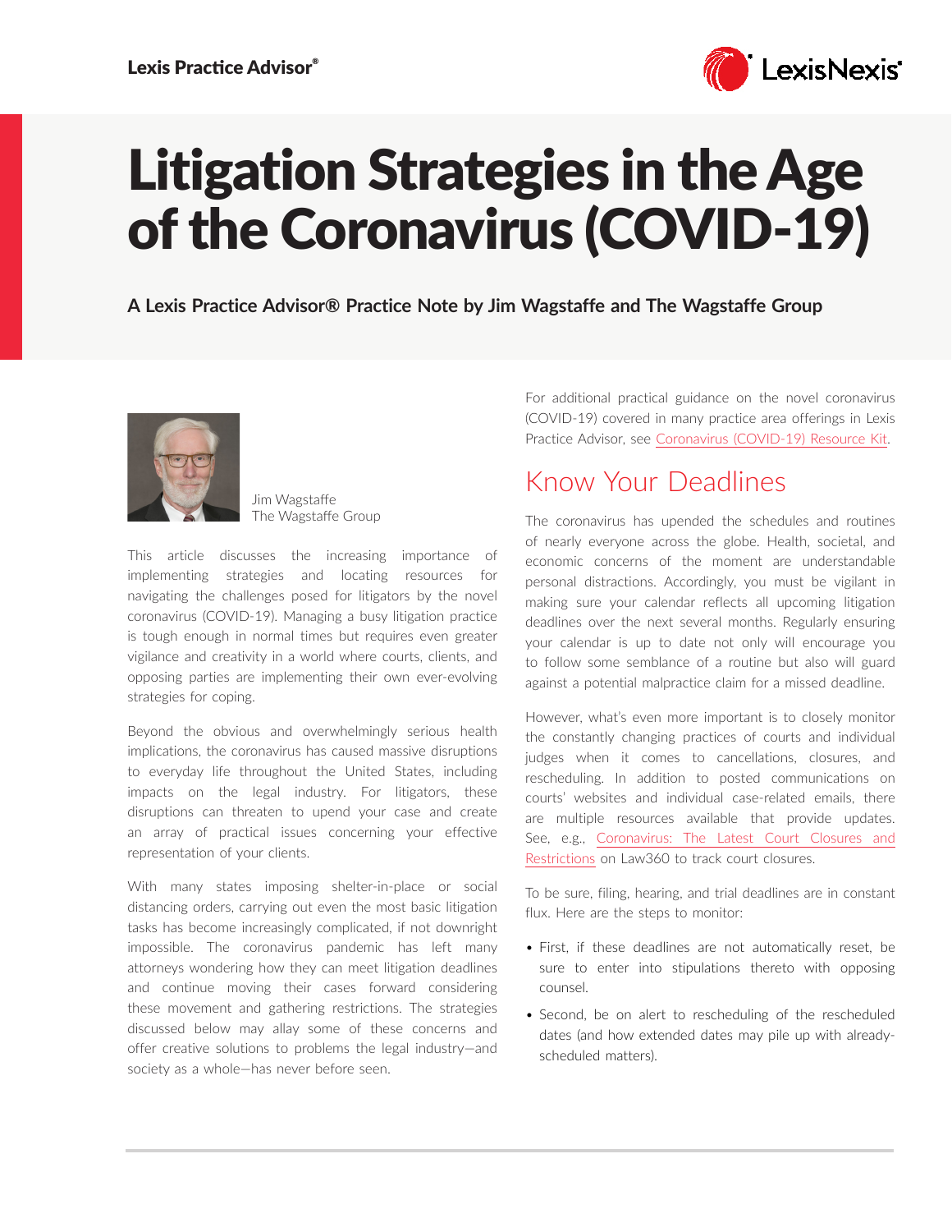# Litigation Strategies in the Age of the Coronavirus (COVID-19)

**A Lexis Practice Advisor® Practice Note by Jim Wagstaffe and The Wagstaffe Group**

Jim Wagstaffe
The Wagstaffe Group

This article discusses the increasing importance of implementing strategies and locating resources for navigating the challenges posed for litigators by the novel coronavirus (COVID-19). Managing a busy litigation practice is tough enough in normal times but requires even greater vigilance and creativity in a world where courts, clients, and opposing parties are implementing their own ever-evolving strategies for coping.

Beyond the obvious and overwhelmingly serious health implications, the coronavirus has caused massive disruptions to everyday life throughout the United States, including impacts on the legal industry. For litigators, these disruptions can threaten to upend your case and create an array of practical issues concerning your effective representation of your clients.

With many states imposing shelter-in-place or social distancing orders, carrying out even the most basic litigation tasks has become increasingly complicated, if not downright impossible. The coronavirus pandemic has left many attorneys wondering how they can meet litigation deadlines and continue moving their cases forward considering these movement and gathering restrictions. The strategies discussed below may allay some of these concerns and offer creative solutions to problems the legal industry—and society as a whole—has never before seen.

For additional practical guidance on the novel coronavirus (COVID-19) covered in many practice area offerings in Lexis Practice Advisor, see Coronavirus (COVID-19) Resource Kit.

## Know Your Deadlines

The coronavirus has upended the schedules and routines of nearly everyone across the globe. Health, societal, and economic concerns of the moment are understandable personal distractions. Accordingly, you must be vigilant in making sure your calendar reflects all upcoming litigation deadlines over the next several months. Regularly ensuring your calendar is up to date not only will encourage you to follow some semblance of a routine but also will guard against a potential malpractice claim for a missed deadline.

However, what's even more important is to closely monitor the constantly changing practices of courts and individual judges when it comes to cancellations, closures, and rescheduling. In addition to posted communications on courts' websites and individual case-related emails, there are multiple resources available that provide updates. See, e.g., Coronavirus: The Latest Court Closures and Restrictions on Law360 to track court closures.

To be sure, filing, hearing, and trial deadlines are in constant flux. Here are the steps to monitor:

- First, if these deadlines are not automatically reset, be sure to enter into stipulations thereto with opposing counsel.
- Second, be on alert to rescheduling of the rescheduled dates (and how extended dates may pile up with already-scheduled matters).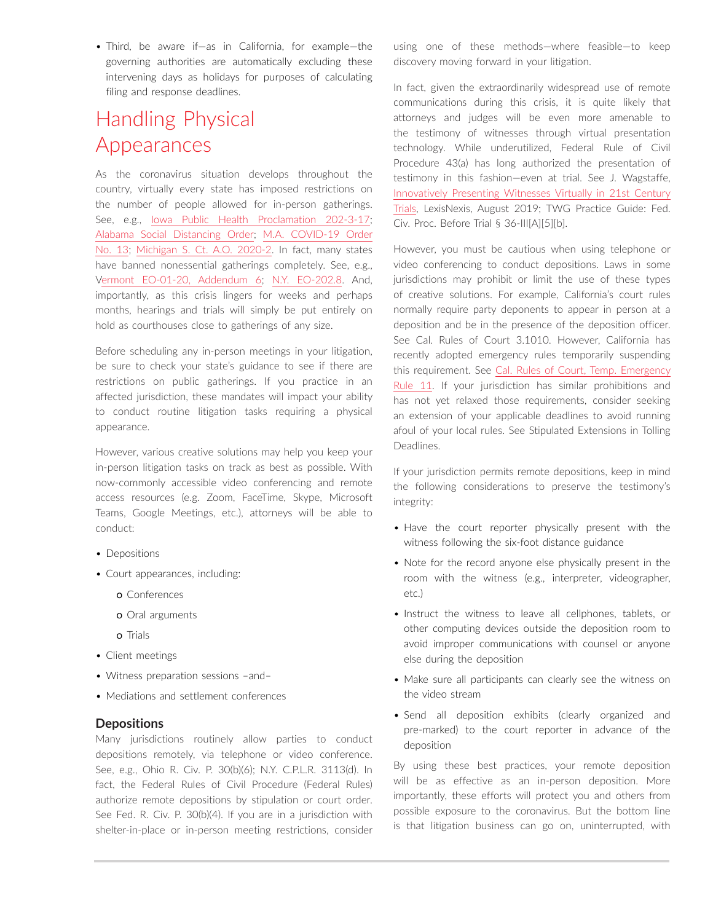- Third, be aware if—as in California, for example—the governing authorities are automatically excluding these intervening days as holidays for purposes of calculating filing and response deadlines.

# Handling Physical Appearances

As the coronavirus situation develops throughout the country, virtually every state has imposed restrictions on the number of people allowed for in-person gatherings. See, e.g., Iowa Public Health Proclamation 202-3-17; Alabama Social Distancing Order; M.A. COVID-19 Order No. 13; Michigan S. Ct. A.O. 2020-2. In fact, many states have banned nonessential gatherings completely. See, e.g., Vermont EO-01-20, Addendum 6; N.Y. EO-202.8. And, importantly, as this crisis lingers for weeks and perhaps months, hearings and trials will simply be put entirely on hold as courthouses close to gatherings of any size.

Before scheduling any in-person meetings in your litigation, be sure to check your state's guidance to see if there are restrictions on public gatherings. If you practice in an affected jurisdiction, these mandates will impact your ability to conduct routine litigation tasks requiring a physical appearance.

However, various creative solutions may help you keep your in-person litigation tasks on track as best as possible. With now-commonly accessible video conferencing and remote access resources (e.g. Zoom, FaceTime, Skype, Microsoft Teams, Google Meetings, etc.), attorneys will be able to conduct:

- Depositions
- Court appearances, including:
  - Conferences
  - Oral arguments
  - Trials
- Client meetings
- Witness preparation sessions –and–
- Mediations and settlement conferences

### Depositions

Many jurisdictions routinely allow parties to conduct depositions remotely, via telephone or video conference. See, e.g., Ohio R. Civ. P. 30(b)(6); N.Y. C.P.L.R. 3113(d). In fact, the Federal Rules of Civil Procedure (Federal Rules) authorize remote depositions by stipulation or court order. See Fed. R. Civ. P. 30(b)(4). If you are in a jurisdiction with shelter-in-place or in-person meeting restrictions, consider using one of these methods—where feasible—to keep discovery moving forward in your litigation.

In fact, given the extraordinarily widespread use of remote communications during this crisis, it is quite likely that attorneys and judges will be even more amenable to the testimony of witnesses through virtual presentation technology. While underutilized, Federal Rule of Civil Procedure 43(a) has long authorized the presentation of testimony in this fashion—even at trial. See J. Wagstaffe, Innovatively Presenting Witnesses Virtually in 21st Century Trials, LexisNexis, August 2019; TWG Practice Guide: Fed. Civ. Proc. Before Trial § 36-III[A][5][b].

However, you must be cautious when using telephone or video conferencing to conduct depositions. Laws in some jurisdictions may prohibit or limit the use of these types of creative solutions. For example, California's court rules normally require party deponents to appear in person at a deposition and be in the presence of the deposition officer. See Cal. Rules of Court 3.1010. However, California has recently adopted emergency rules temporarily suspending this requirement. See Cal. Rules of Court, Temp. Emergency Rule 11. If your jurisdiction has similar prohibitions and has not yet relaxed those requirements, consider seeking an extension of your applicable deadlines to avoid running afoul of your local rules. See Stipulated Extensions in Tolling Deadlines.

If your jurisdiction permits remote depositions, keep in mind the following considerations to preserve the testimony's integrity:

- Have the court reporter physically present with the witness following the six-foot distance guidance
- Note for the record anyone else physically present in the room with the witness (e.g., interpreter, videographer, etc.)
- Instruct the witness to leave all cellphones, tablets, or other computing devices outside the deposition room to avoid improper communications with counsel or anyone else during the deposition
- Make sure all participants can clearly see the witness on the video stream
- Send all deposition exhibits (clearly organized and pre-marked) to the court reporter in advance of the deposition

By using these best practices, your remote deposition will be as effective as an in-person deposition. More importantly, these efforts will protect you and others from possible exposure to the coronavirus. But the bottom line is that litigation business can go on, uninterrupted, with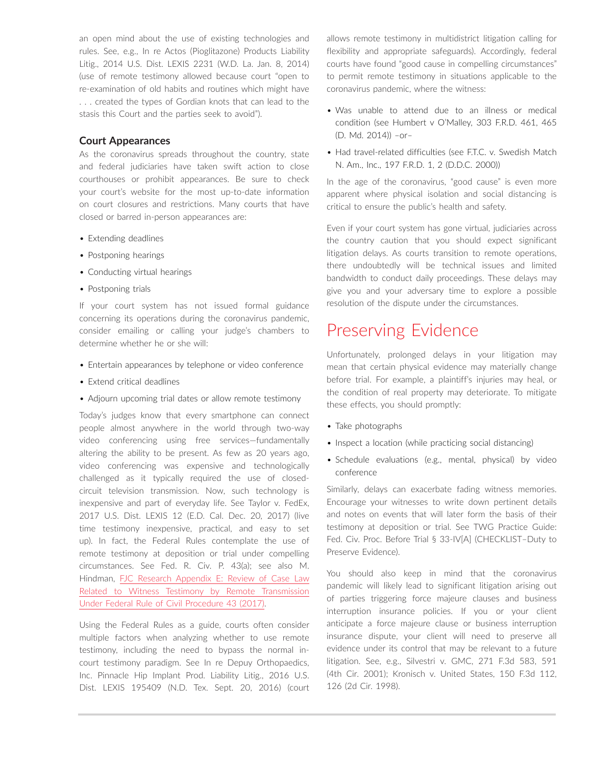an open mind about the use of existing technologies and rules. See, e.g., In re Actos (Pioglitazone) Products Liability Litig., 2014 U.S. Dist. LEXIS 2231 (W.D. La. Jan. 8, 2014) (use of remote testimony allowed because court "open to re-examination of old habits and routines which might have . . . created the types of Gordian knots that can lead to the stasis this Court and the parties seek to avoid").

### Court Appearances

As the coronavirus spreads throughout the country, state and federal judiciaries have taken swift action to close courthouses or prohibit appearances. Be sure to check your court's website for the most up-to-date information on court closures and restrictions. Many courts that have closed or barred in-person appearances are:

- Extending deadlines
- Postponing hearings
- Conducting virtual hearings
- Postponing trials

If your court system has not issued formal guidance concerning its operations during the coronavirus pandemic, consider emailing or calling your judge's chambers to determine whether he or she will:

- Entertain appearances by telephone or video conference
- Extend critical deadlines
- Adjourn upcoming trial dates or allow remote testimony

Today's judges know that every smartphone can connect people almost anywhere in the world through two-way video conferencing using free services—fundamentally altering the ability to be present. As few as 20 years ago, video conferencing was expensive and technologically challenged as it typically required the use of closed-circuit television transmission. Now, such technology is inexpensive and part of everyday life. See Taylor v. FedEx, 2017 U.S. Dist. LEXIS 12 (E.D. Cal. Dec. 20, 2017) (live time testimony inexpensive, practical, and easy to set up). In fact, the Federal Rules contemplate the use of remote testimony at deposition or trial under compelling circumstances. See Fed. R. Civ. P. 43(a); see also M. Hindman, FJC Research Appendix E: Review of Case Law Related to Witness Testimony by Remote Transmission Under Federal Rule of Civil Procedure 43 (2017).

Using the Federal Rules as a guide, courts often consider multiple factors when analyzing whether to use remote testimony, including the need to bypass the normal in-court testimony paradigm. See In re Depuy Orthopaedics, Inc. Pinnacle Hip Implant Prod. Liability Litig., 2016 U.S. Dist. LEXIS 195409 (N.D. Tex. Sept. 20, 2016) (court allows remote testimony in multidistrict litigation calling for flexibility and appropriate safeguards). Accordingly, federal courts have found "good cause in compelling circumstances" to permit remote testimony in situations applicable to the coronavirus pandemic, where the witness:

- Was unable to attend due to an illness or medical condition (see Humbert v O'Malley, 303 F.R.D. 461, 465 (D. Md. 2014)) –or–
- Had travel-related difficulties (see F.T.C. v. Swedish Match N. Am., Inc., 197 F.R.D. 1, 2 (D.D.C. 2000))

In the age of the coronavirus, "good cause" is even more apparent where physical isolation and social distancing is critical to ensure the public's health and safety.

Even if your court system has gone virtual, judiciaries across the country caution that you should expect significant litigation delays. As courts transition to remote operations, there undoubtedly will be technical issues and limited bandwidth to conduct daily proceedings. These delays may give you and your adversary time to explore a possible resolution of the dispute under the circumstances.

## Preserving Evidence

Unfortunately, prolonged delays in your litigation may mean that certain physical evidence may materially change before trial. For example, a plaintiff's injuries may heal, or the condition of real property may deteriorate. To mitigate these effects, you should promptly:

- Take photographs
- Inspect a location (while practicing social distancing)
- Schedule evaluations (e.g., mental, physical) by video conference

Similarly, delays can exacerbate fading witness memories. Encourage your witnesses to write down pertinent details and notes on events that will later form the basis of their testimony at deposition or trial. See TWG Practice Guide: Fed. Civ. Proc. Before Trial § 33-IV[A] (CHECKLIST–Duty to Preserve Evidence).

You should also keep in mind that the coronavirus pandemic will likely lead to significant litigation arising out of parties triggering force majeure clauses and business interruption insurance policies. If you or your client anticipate a force majeure clause or business interruption insurance dispute, your client will need to preserve all evidence under its control that may be relevant to a future litigation. See, e.g., Silvestri v. GMC, 271 F.3d 583, 591 (4th Cir. 2001); Kronisch v. United States, 150 F.3d 112, 126 (2d Cir. 1998).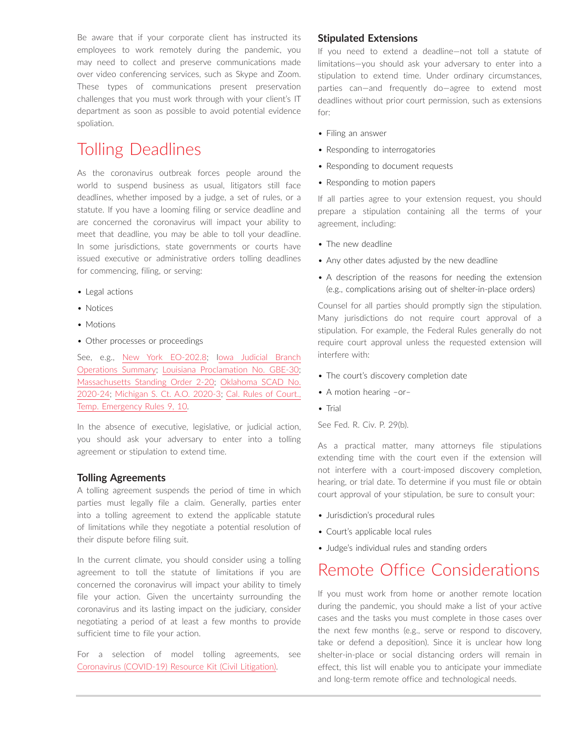Be aware that if your corporate client has instructed its employees to work remotely during the pandemic, you may need to collect and preserve communications made over video conferencing services, such as Skype and Zoom. These types of communications present preservation challenges that you must work through with your client's IT department as soon as possible to avoid potential evidence spoliation.

# Tolling Deadlines

As the coronavirus outbreak forces people around the world to suspend business as usual, litigators still face deadlines, whether imposed by a judge, a set of rules, or a statute. If you have a looming filing or service deadline and are concerned the coronavirus will impact your ability to meet that deadline, you may be able to toll your deadline. In some jurisdictions, state governments or courts have issued executive or administrative orders tolling deadlines for commencing, filing, or serving:

- Legal actions
- Notices
- Motions
- Other processes or proceedings

See, e.g., New York EO-202.8; Iowa Judicial Branch Operations Summary; Louisiana Proclamation No. GBE-30; Massachusetts Standing Order 2-20; Oklahoma SCAD No. 2020-24; Michigan S. Ct. A.O. 2020-3; Cal. Rules of Court., Temp. Emergency Rules 9, 10.

In the absence of executive, legislative, or judicial action, you should ask your adversary to enter into a tolling agreement or stipulation to extend time.

### Tolling Agreements

A tolling agreement suspends the period of time in which parties must legally file a claim. Generally, parties enter into a tolling agreement to extend the applicable statute of limitations while they negotiate a potential resolution of their dispute before filing suit.

In the current climate, you should consider using a tolling agreement to toll the statute of limitations if you are concerned the coronavirus will impact your ability to timely file your action. Given the uncertainty surrounding the coronavirus and its lasting impact on the judiciary, consider negotiating a period of at least a few months to provide sufficient time to file your action.

For a selection of model tolling agreements, see Coronavirus (COVID-19) Resource Kit (Civil Litigation).

### Stipulated Extensions

If you need to extend a deadline—not toll a statute of limitations—you should ask your adversary to enter into a stipulation to extend time. Under ordinary circumstances, parties can—and frequently do—agree to extend most deadlines without prior court permission, such as extensions for:

- Filing an answer
- Responding to interrogatories
- Responding to document requests
- Responding to motion papers

If all parties agree to your extension request, you should prepare a stipulation containing all the terms of your agreement, including:

- The new deadline
- Any other dates adjusted by the new deadline
- A description of the reasons for needing the extension (e.g., complications arising out of shelter-in-place orders)

Counsel for all parties should promptly sign the stipulation. Many jurisdictions do not require court approval of a stipulation. For example, the Federal Rules generally do not require court approval unless the requested extension will interfere with:

- The court's discovery completion date
- A motion hearing –or–
- Trial

See Fed. R. Civ. P. 29(b).

As a practical matter, many attorneys file stipulations extending time with the court even if the extension will not interfere with a court-imposed discovery completion, hearing, or trial date. To determine if you must file or obtain court approval of your stipulation, be sure to consult your:

- Jurisdiction's procedural rules
- Court's applicable local rules
- Judge's individual rules and standing orders

# Remote Office Considerations

If you must work from home or another remote location during the pandemic, you should make a list of your active cases and the tasks you must complete in those cases over the next few months (e.g., serve or respond to discovery, take or defend a deposition). Since it is unclear how long shelter-in-place or social distancing orders will remain in effect, this list will enable you to anticipate your immediate and long-term remote office and technological needs.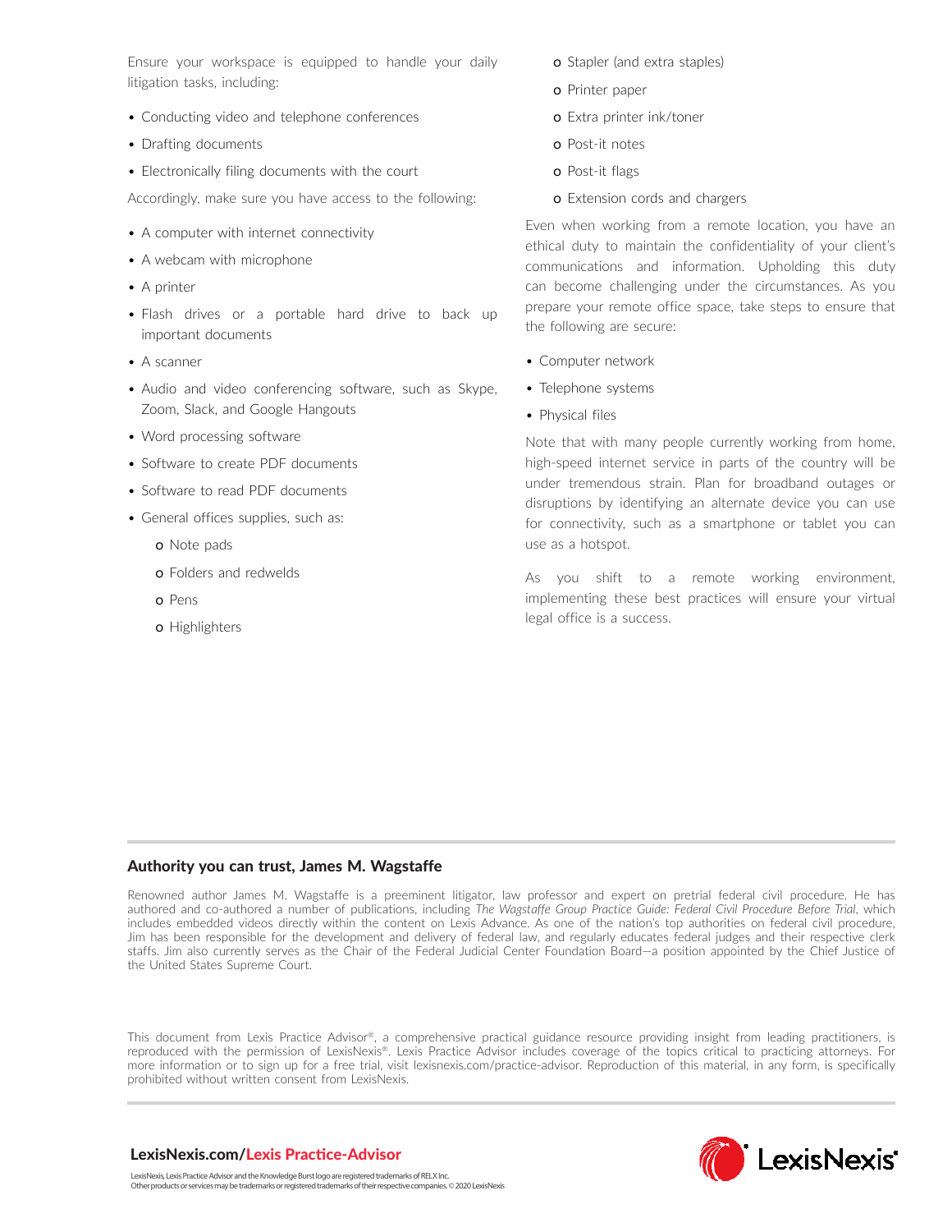Ensure your workspace is equipped to handle your daily litigation tasks, including:

- Conducting video and telephone conferences
- Drafting documents
- Electronically filing documents with the court

Accordingly, make sure you have access to the following:

- A computer with internet connectivity
- A webcam with microphone
- A printer
- Flash drives or a portable hard drive to back up important documents
- A scanner
- Audio and video conferencing software, such as Skype, Zoom, Slack, and Google Hangouts
- Word processing software
- Software to create PDF documents
- Software to read PDF documents
- General offices supplies, such as:
  - Note pads
  - Folders and redwelds
  - Pens
  - Highlighters
  - Stapler (and extra staples)
  - Printer paper
  - Extra printer ink/toner
  - Post-it notes
  - Post-it flags
  - Extension cords and chargers

Even when working from a remote location, you have an ethical duty to maintain the confidentiality of your client's communications and information. Upholding this duty can become challenging under the circumstances. As you prepare your remote office space, take steps to ensure that the following are secure:

- Computer network
- Telephone systems
- Physical files

Note that with many people currently working from home, high-speed internet service in parts of the country will be under tremendous strain. Plan for broadband outages or disruptions by identifying an alternate device you can use for connectivity, such as a smartphone or tablet you can use as a hotspot.

As you shift to a remote working environment, implementing these best practices will ensure your virtual legal office is a success.

### Authority you can trust, James M. Wagstaffe

Renowned author James M. Wagstaffe is a preeminent litigator, law professor and expert on pretrial federal civil procedure. He has authored and co-authored a number of publications, including *The Wagstaffe Group Practice Guide: Federal Civil Procedure Before Trial*, which includes embedded videos directly within the content on Lexis Advance. As one of the nation's top authorities on federal civil procedure, Jim has been responsible for the development and delivery of federal law, and regularly educates federal judges and their respective clerk staffs. Jim also currently serves as the Chair of the Federal Judicial Center Foundation Board—a position appointed by the Chief Justice of the United States Supreme Court.

This document from Lexis Practice Advisor®, a comprehensive practical guidance resource providing insight from leading practitioners, is reproduced with the permission of LexisNexis®. Lexis Practice Advisor includes coverage of the topics critical to practicing attorneys. For more information or to sign up for a free trial, visit lexisnexis.com/practice-advisor. Reproduction of this material, in any form, is specifically prohibited without written consent from LexisNexis.

**LexisNexis.com/Lexis Practice-Advisor**

LexisNexis, Lexis Practice Advisor and the Knowledge Burst logo are registered trademarks of RELX Inc. Other products or services may be trademarks or registered trademarks of their respective companies. © 2020 LexisNexis